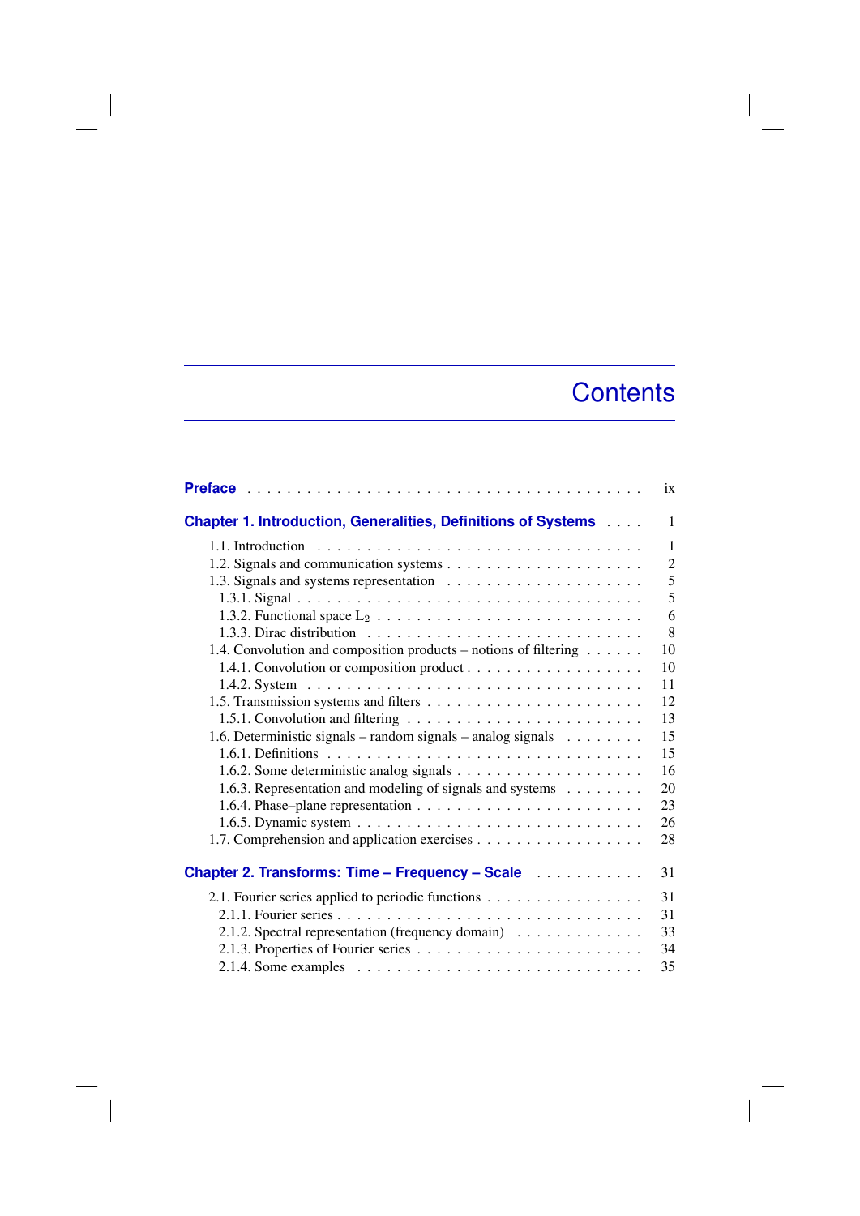# Contents

**Preface** . . . . . . . . . . . . . . . . . . . . . . . . . . . . . . . . . . . . . . . ix

**Chapter 1. Introduction, Generalities, Definitions of Systems** . . . . 1

1.1. Introduction . . . . . . . . . . . . . . . . . . . . . . . . . . . . . . . . . . 1
1.2. Signals and communication systems . . . . . . . . . . . . . . . . . . . 2
1.3. Signals and systems representation . . . . . . . . . . . . . . . . . . . 5
1.3.1. Signal . . . . . . . . . . . . . . . . . . . . . . . . . . . . . . . . . 5
1.3.2. Functional space $L_2$ . . . . . . . . . . . . . . . . . . . . . . . . . 6
1.3.3. Dirac distribution . . . . . . . . . . . . . . . . . . . . . . . . . . . 8
1.4. Convolution and composition products – notions of filtering . . . . . . 10
1.4.1. Convolution or composition product . . . . . . . . . . . . . . . . . 10
1.4.2. System . . . . . . . . . . . . . . . . . . . . . . . . . . . . . . . . . 11
1.5. Transmission systems and filters . . . . . . . . . . . . . . . . . . . . 12
1.5.1. Convolution and filtering . . . . . . . . . . . . . . . . . . . . . . . 13
1.6. Deterministic signals – random signals – analog signals . . . . . . . . 15
1.6.1. Definitions . . . . . . . . . . . . . . . . . . . . . . . . . . . . . . . 15
1.6.2. Some deterministic analog signals . . . . . . . . . . . . . . . . . . 16
1.6.3. Representation and modeling of signals and systems . . . . . . . . 20
1.6.4. Phase–plane representation . . . . . . . . . . . . . . . . . . . . . . 23
1.6.5. Dynamic system . . . . . . . . . . . . . . . . . . . . . . . . . . . . 26
1.7. Comprehension and application exercises . . . . . . . . . . . . . . . . 28

**Chapter 2. Transforms: Time – Frequency – Scale** . . . . . . . . . . . 31

2.1. Fourier series applied to periodic functions . . . . . . . . . . . . . . . 31
2.1.1. Fourier series . . . . . . . . . . . . . . . . . . . . . . . . . . . . . . 31
2.1.2. Spectral representation (frequency domain) . . . . . . . . . . . . . 33
2.1.3. Properties of Fourier series . . . . . . . . . . . . . . . . . . . . . . 34
2.1.4. Some examples . . . . . . . . . . . . . . . . . . . . . . . . . . . . . 35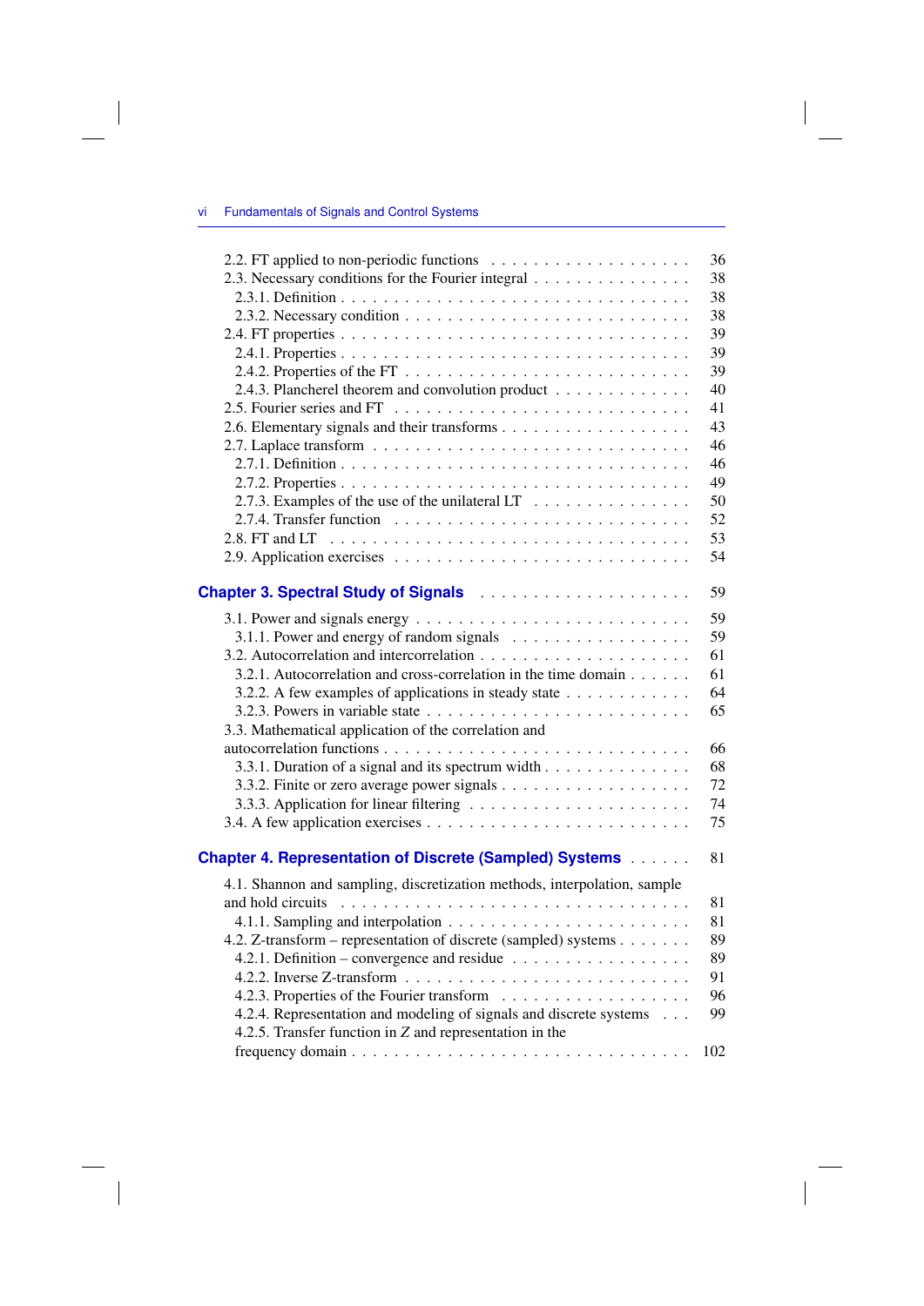2.2. FT applied to non-periodic functions . . . . . . . . . . . . . . . . . . . 36
2.3. Necessary conditions for the Fourier integral . . . . . . . . . . . . . . 38
2.3.1. Definition . . . . . . . . . . . . . . . . . . . . . . . . . . . . . 38
2.3.2. Necessary condition . . . . . . . . . . . . . . . . . . . . . . . . 38
2.4. FT properties . . . . . . . . . . . . . . . . . . . . . . . . . . . . . 39
2.4.1. Properties . . . . . . . . . . . . . . . . . . . . . . . . . . . . . 39
2.4.2. Properties of the FT . . . . . . . . . . . . . . . . . . . . . . . . 39
2.4.3. Plancherel theorem and convolution product . . . . . . . . . . . . 40
2.5. Fourier series and FT . . . . . . . . . . . . . . . . . . . . . . . . . 41
2.6. Elementary signals and their transforms . . . . . . . . . . . . . . . . 43
2.7. Laplace transform . . . . . . . . . . . . . . . . . . . . . . . . . . . 46
2.7.1. Definition . . . . . . . . . . . . . . . . . . . . . . . . . . . . . 46
2.7.2. Properties . . . . . . . . . . . . . . . . . . . . . . . . . . . . . 49
2.7.3. Examples of the use of the unilateral LT . . . . . . . . . . . . . . 50
2.7.4. Transfer function . . . . . . . . . . . . . . . . . . . . . . . . . . 52
2.8. FT and LT . . . . . . . . . . . . . . . . . . . . . . . . . . . . . . . 53
2.9. Application exercises . . . . . . . . . . . . . . . . . . . . . . . . . 54

## Chapter 3. Spectral Study of Signals . . . . . . . . . . . . . . . . . . . 59

3.1. Power and signals energy . . . . . . . . . . . . . . . . . . . . . . . . 59
3.1.1. Power and energy of random signals . . . . . . . . . . . . . . . . 59
3.2. Autocorrelation and intercorrelation . . . . . . . . . . . . . . . . . . 61
3.2.1. Autocorrelation and cross-correlation in the time domain . . . . . . 61
3.2.2. A few examples of applications in steady state . . . . . . . . . . . 64
3.2.3. Powers in variable state . . . . . . . . . . . . . . . . . . . . . . . 65
3.3. Mathematical application of the correlation and autocorrelation functions . . . . . . . . . . . . . . . . . . . . . . . . . . . 66
3.3.1. Duration of a signal and its spectrum width . . . . . . . . . . . . . 68
3.3.2. Finite or zero average power signals . . . . . . . . . . . . . . . . . 72
3.3.3. Application for linear filtering . . . . . . . . . . . . . . . . . . . . 74
3.4. A few application exercises . . . . . . . . . . . . . . . . . . . . . . . 75

## Chapter 4. Representation of Discrete (Sampled) Systems . . . . . . 81

4.1. Shannon and sampling, discretization methods, interpolation, sample and hold circuits . . . . . . . . . . . . . . . . . . . . . . . . . . . . . . 81
4.1.1. Sampling and interpolation . . . . . . . . . . . . . . . . . . . . . . 81
4.2. Z-transform – representation of discrete (sampled) systems . . . . . . . 89
4.2.1. Definition – convergence and residue . . . . . . . . . . . . . . . . 89
4.2.2. Inverse Z-transform . . . . . . . . . . . . . . . . . . . . . . . . . 91
4.2.3. Properties of the Fourier transform . . . . . . . . . . . . . . . . . 96
4.2.4. Representation and modeling of signals and discrete systems . . . 99
4.2.5. Transfer function in $Z$ and representation in the frequency domain . . . . . . . . . . . . . . . . . . . . . . . . . . . . . . 102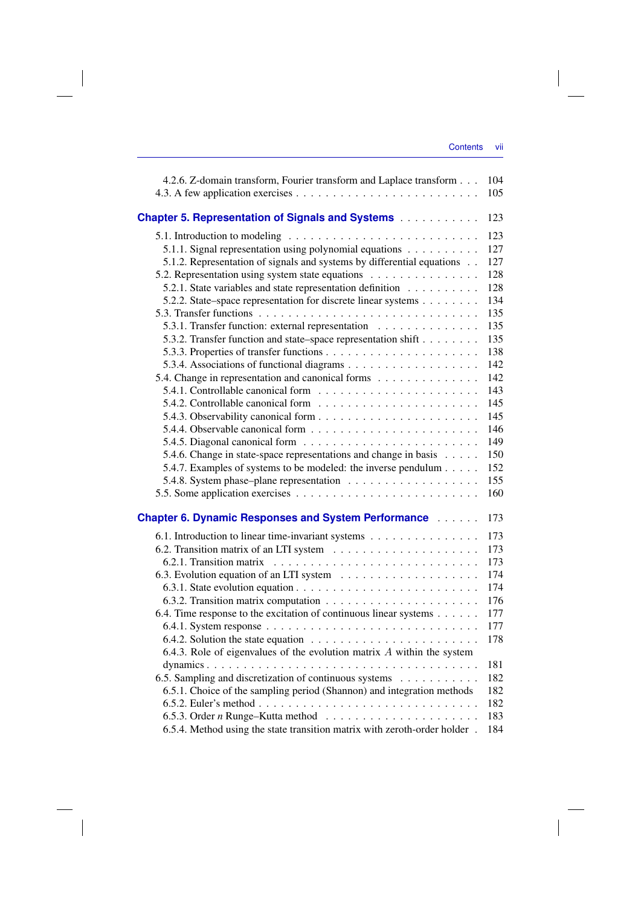4.2.6. Z-domain transform, Fourier transform and Laplace transform . . . 104
4.3. A few application exercises . . . . . . . . . . . . . . . . . . . . . . . . 105

## Chapter 5. Representation of Signals and Systems . . . . . . . . . . . 123

5.1. Introduction to modeling . . . . . . . . . . . . . . . . . . . . . . . . 123
5.1.1. Signal representation using polynomial equations . . . . . . . . . . 127
5.1.2. Representation of signals and systems by differential equations . . 127
5.2. Representation using system state equations . . . . . . . . . . . . . . 128
5.2.1. State variables and state representation definition . . . . . . . . . . 128
5.2.2. State–space representation for discrete linear systems . . . . . . . . 134
5.3. Transfer functions . . . . . . . . . . . . . . . . . . . . . . . . . . . . 135
5.3.1. Transfer function: external representation . . . . . . . . . . . . . . 135
5.3.2. Transfer function and state–space representation shift . . . . . . . . 135
5.3.3. Properties of transfer functions . . . . . . . . . . . . . . . . . . . . 138
5.3.4. Associations of functional diagrams . . . . . . . . . . . . . . . . . 142
5.4. Change in representation and canonical forms . . . . . . . . . . . . . 142
5.4.1. Controllable canonical form . . . . . . . . . . . . . . . . . . . . . 143
5.4.2. Controllable canonical form . . . . . . . . . . . . . . . . . . . . . 145
5.4.3. Observability canonical form . . . . . . . . . . . . . . . . . . . . . 145
5.4.4. Observable canonical form . . . . . . . . . . . . . . . . . . . . . . 146
5.4.5. Diagonal canonical form . . . . . . . . . . . . . . . . . . . . . . . 149
5.4.6. Change in state-space representations and change in basis . . . . . 150
5.4.7. Examples of systems to be modeled: the inverse pendulum . . . . . 152
5.4.8. System phase–plane representation . . . . . . . . . . . . . . . . . 155
5.5. Some application exercises . . . . . . . . . . . . . . . . . . . . . . . 160

## Chapter 6. Dynamic Responses and System Performance . . . . . . 173

6.1. Introduction to linear time-invariant systems . . . . . . . . . . . . . . 173
6.2. Transition matrix of an LTI system . . . . . . . . . . . . . . . . . . . 173
6.2.1. Transition matrix . . . . . . . . . . . . . . . . . . . . . . . . . . . 173
6.3. Evolution equation of an LTI system . . . . . . . . . . . . . . . . . . 174
6.3.1. State evolution equation . . . . . . . . . . . . . . . . . . . . . . . . 174
6.3.2. Transition matrix computation . . . . . . . . . . . . . . . . . . . . 176
6.4. Time response to the excitation of continuous linear systems . . . . . 177
6.4.1. System response . . . . . . . . . . . . . . . . . . . . . . . . . . . 177
6.4.2. Solution the state equation . . . . . . . . . . . . . . . . . . . . . . 178
6.4.3. Role of eigenvalues of the evolution matrix $A$ within the system dynamics . . . . . . . . . . . . . . . . . . . . . . . . . . . . . . . . . 181
6.5. Sampling and discretization of continuous systems . . . . . . . . . . . 182
6.5.1. Choice of the sampling period (Shannon) and integration methods 182
6.5.2. Euler's method . . . . . . . . . . . . . . . . . . . . . . . . . . . . . 182
6.5.3. Order $n$ Runge–Kutta method . . . . . . . . . . . . . . . . . . . . 183
6.5.4. Method using the state transition matrix with zeroth-order holder . 184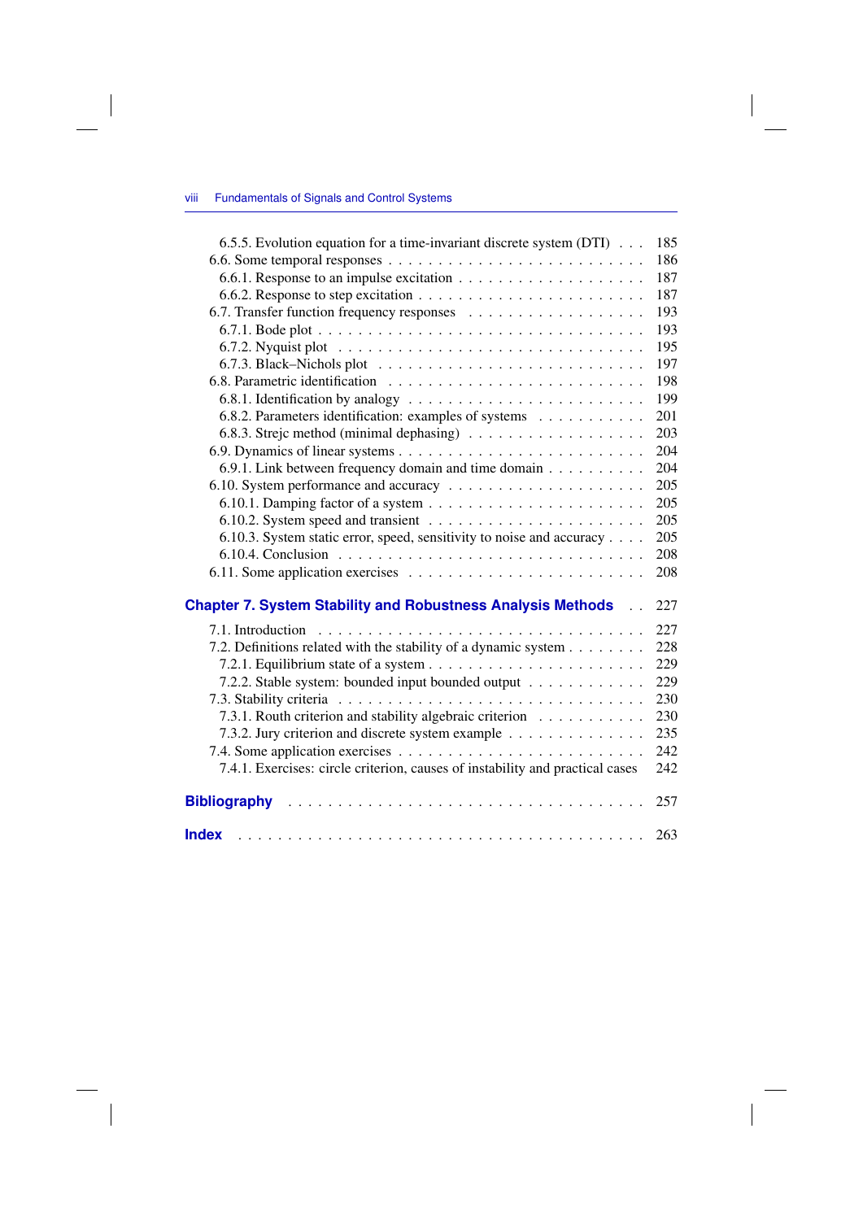6.5.5. Evolution equation for a time-invariant discrete system (DTI) . . . 185
6.6. Some temporal responses . . . . . . . . . . . . . . . . . . . . . . . . . 186
6.6.1. Response to an impulse excitation . . . . . . . . . . . . . . . . . . . 187
6.6.2. Response to step excitation . . . . . . . . . . . . . . . . . . . . . . 187
6.7. Transfer function frequency responses . . . . . . . . . . . . . . . . . 193
6.7.1. Bode plot . . . . . . . . . . . . . . . . . . . . . . . . . . . . . . . 193
6.7.2. Nyquist plot . . . . . . . . . . . . . . . . . . . . . . . . . . . . . . 195
6.7.3. Black–Nichols plot . . . . . . . . . . . . . . . . . . . . . . . . . . 197
6.8. Parametric identification . . . . . . . . . . . . . . . . . . . . . . . . 198
6.8.1. Identification by analogy . . . . . . . . . . . . . . . . . . . . . . . 199
6.8.2. Parameters identification: examples of systems . . . . . . . . . . . 201
6.8.3. Strejc method (minimal dephasing) . . . . . . . . . . . . . . . . . . 203
6.9. Dynamics of linear systems . . . . . . . . . . . . . . . . . . . . . . . 204
6.9.1. Link between frequency domain and time domain . . . . . . . . . . 204
6.10. System performance and accuracy . . . . . . . . . . . . . . . . . . . 205
6.10.1. Damping factor of a system . . . . . . . . . . . . . . . . . . . . . 205
6.10.2. System speed and transient . . . . . . . . . . . . . . . . . . . . . 205
6.10.3. System static error, speed, sensitivity to noise and accuracy . . . . 205
6.10.4. Conclusion . . . . . . . . . . . . . . . . . . . . . . . . . . . . . . 208
6.11. Some application exercises . . . . . . . . . . . . . . . . . . . . . . . 208

**Chapter 7. System Stability and Robustness Analysis Methods** . . 227

7.1. Introduction . . . . . . . . . . . . . . . . . . . . . . . . . . . . . . . . 227
7.2. Definitions related with the stability of a dynamic system . . . . . . . . 228
7.2.1. Equilibrium state of a system . . . . . . . . . . . . . . . . . . . . . 229
7.2.2. Stable system: bounded input bounded output . . . . . . . . . . . . 229
7.3. Stability criteria . . . . . . . . . . . . . . . . . . . . . . . . . . . . . . 230
7.3.1. Routh criterion and stability algebraic criterion . . . . . . . . . . . 230
7.3.2. Jury criterion and discrete system example . . . . . . . . . . . . . . 235
7.4. Some application exercises . . . . . . . . . . . . . . . . . . . . . . . . 242
7.4.1. Exercises: circle criterion, causes of instability and practical cases 242

**Bibliography** . . . . . . . . . . . . . . . . . . . . . . . . . . . . . . . . . 257

**Index** . . . . . . . . . . . . . . . . . . . . . . . . . . . . . . . . . . . . . 263